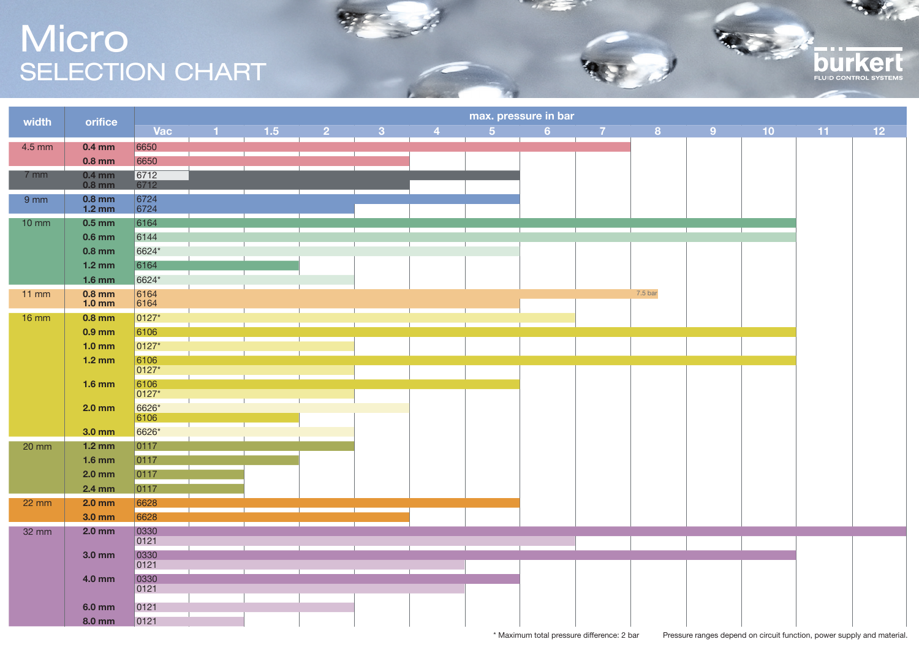# Micro

## SELECTION CHART

bürkert FLUID CONTROL SYSTEMS

| width | orifice | Type | max. pressure in bar |
|---|---|---|---|
| 4.5 mm | 0.4 mm | 6650 | 7 |
| | 0.8 mm | 6650 | 4 |
| 7 mm | 0.4 mm | 6712 | 5 |
| | 0.8 mm | 6712 | 4 |
| 9 mm | 0.8 mm | 6724 | 5 |
| | 1.2 mm | 6724 | 3 |
| 10 mm | 0.5 mm | 6164 | 10 |
| | 0.6 mm | 6144 | 10 |
| | 0.8 mm | 6624* | 5 |
| | 1.2 mm | 6164 | 2 |
| | 1.6 mm | 6624* | 3 |
| 11 mm | 0.8 mm | 6164 | 7.5 bar |
| | 1.0 mm | 6164 | 5 |
| 16 mm | 0.8 mm | 0127* | 6 |
| | 0.9 mm | 6106 | 10 |
| | 1.0 mm | 0127* | 3 |
| | 1.2 mm | 6106 | 10 |
| | | 0127* | 3 |
| | 1.6 mm | 6106 | 5 |
| | | 0127* | 3 |
| | 2.0 mm | 6626* | 4 |
| | | 6106 | 2 |
| | 3.0 mm | 6626* | 3 |
| 20 mm | 1.2 mm | 0117 | 3 |
| | 1.6 mm | 0117 | 2 |
| | 2.0 mm | 0117 | 1.5 |
| | 2.4 mm | 0117 | 1.5 |
| 22 mm | 2.0 mm | 6628 | 5 |
| | 3.0 mm | 6628 | 4 |
| 32 mm | 2.0 mm | 0330 | 12 |
| | | 0121 | 6 |
| | 3.0 mm | 0330 | 10 |
| | | 0121 | 4 |
| | 4.0 mm | 0330 | 5 |
| | | 0121 | 4 |
| | 6.0 mm | 0121 | 3 |
| | 8.0 mm | 0121 | 1.5 |

Pressure scale: Vac, 1, 1.5, 2, 3, 4, 5, 6, 7, 8, 9, 10, 11, 12

\* Maximum total pressure difference: 2 bar

Pressure ranges depend on circuit function, power supply and material.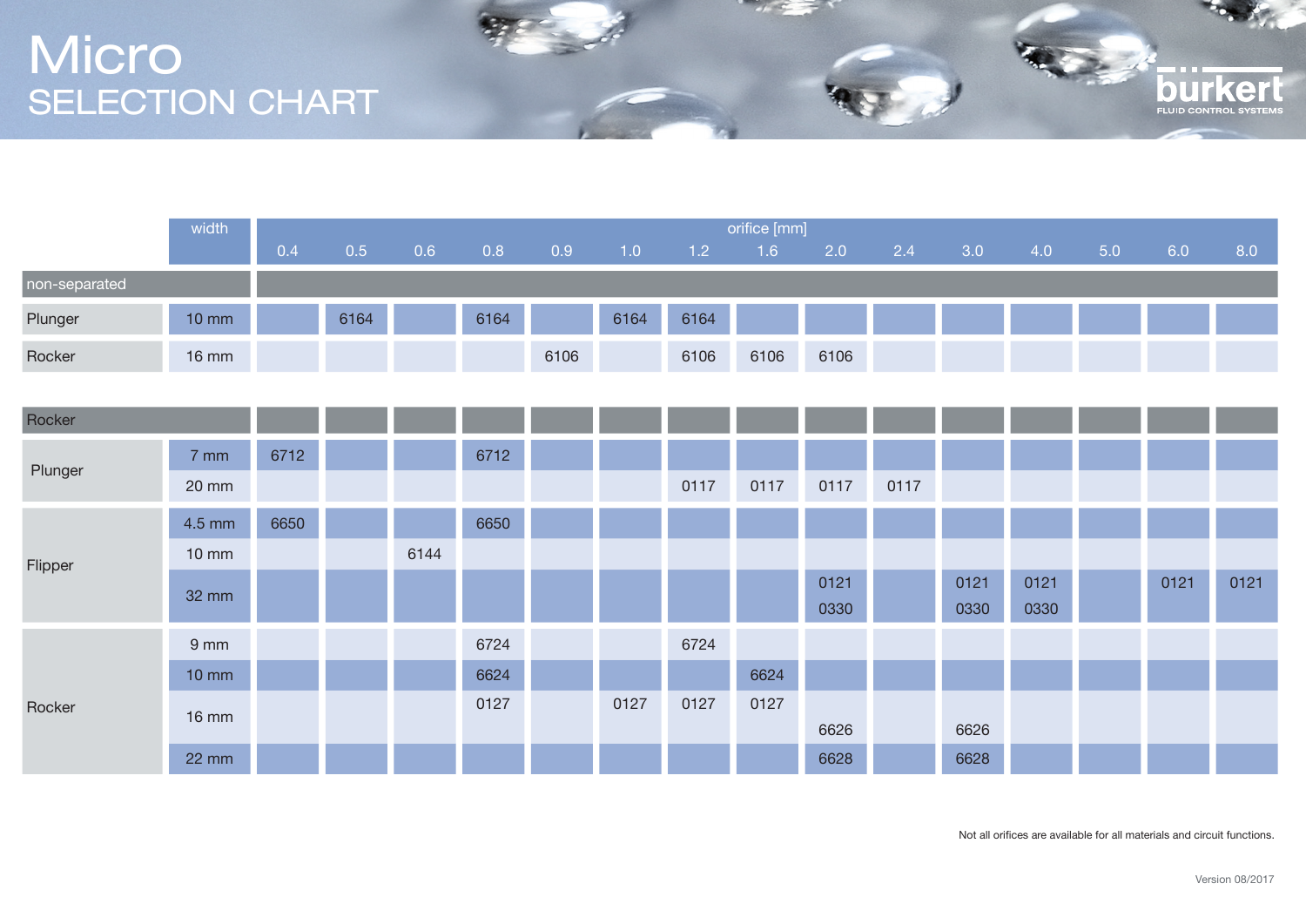# Micro

## SELECTION CHART

bürkert
FLUID CONTROL SYSTEMS

| | width | orifice [mm] | | | | | | | | | | | | | |
|---|---|---|---|---|---|---|---|---|---|---|---|---|---|---|---|
| | | 0.4 | 0.5 | 0.6 | 0.8 | 0.9 | 1.0 | 1.2 | 1.6 | 2.0 | 2.4 | 3.0 | 4.0 | 5.0 | 6.0 | 8.0 |
| **non-separated** | | | | | | | | | | | | | | | | |
| Plunger | 10 mm | | 6164 | | 6164 | | 6164 | 6164 | | | | | | | | |
| Rocker | 16 mm | | | | | 6106 | | 6106 | 6106 | 6106 | | | | | | |
| **Rocker** | | | | | | | | | | | | | | | | |
| Plunger | 7 mm | 6712 | | | 6712 | | | | | | | | | | | |
| | 20 mm | | | | | | | 0117 | 0117 | 0117 | 0117 | | | | | |
| Flipper | 4.5 mm | 6650 | | | 6650 | | | | | | | | | | | |
| | 10 mm | | | 6144 | | | | | | | | | | | | |
| | 32 mm | | | | | | | | | 0121 0330 | | 0121 0330 | 0121 0330 | | 0121 | 0121 |
| Rocker | 9 mm | | | | 6724 | | | 6724 | | | | | | | | |
| | 10 mm | | | | 6624 | | | | 6624 | | | | | | | |
| | 16 mm | | | | 0127 | | 0127 | 0127 | 0127 | 6626 | | 6626 | | | | |
| | 22 mm | | | | | | | | | 6628 | | 6628 | | | | |

Not all orifices are available for all materials and circuit functions.

Version 08/2017